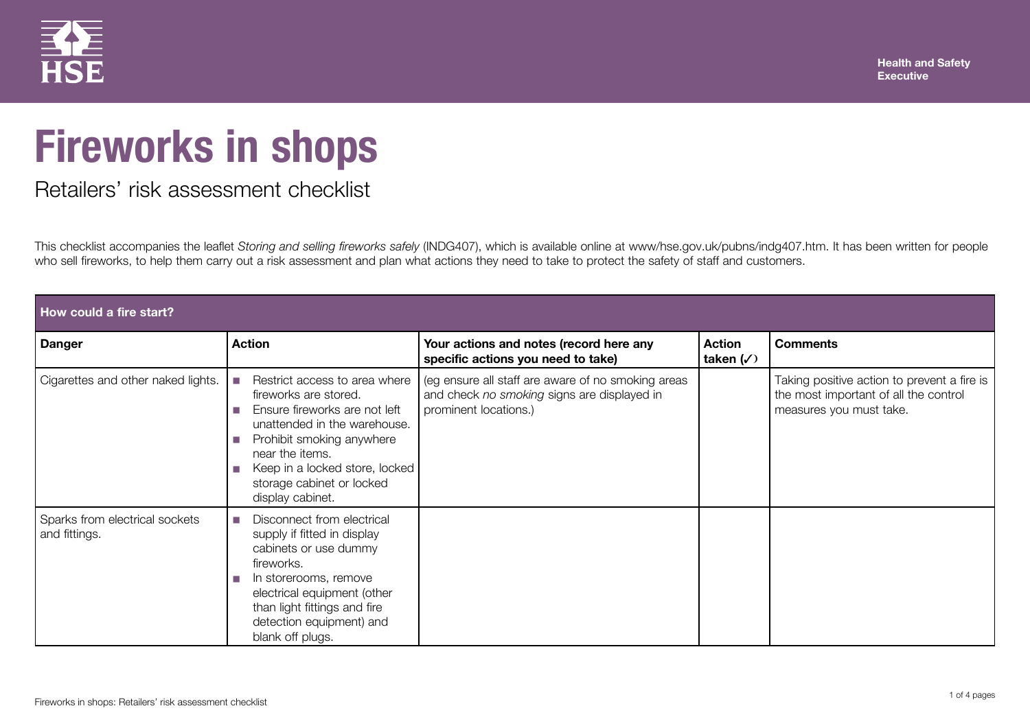Health and Safety Executive

# Fireworks in shops

## Retailers' risk assessment checklist

This checklist accompanies the leaflet *Storing and selling fireworks safely* (INDG407), which is available online at www/hse.gov.uk/pubns/indg407.htm. It has been written for people who sell fireworks, to help them carry out a risk assessment and plan what actions they need to take to protect the safety of staff and customers.

| How could a fire start? | | | | |
|---|---|---|---|---|
| **Danger** | **Action** | **Your actions and notes (record here any specific actions you need to take)** | **Action taken (✓)** | **Comments** |
| Cigarettes and other naked lights. | ■ Restrict access to area where fireworks are stored.<br>■ Ensure fireworks are not left unattended in the warehouse.<br>■ Prohibit smoking anywhere near the items.<br>■ Keep in a locked store, locked storage cabinet or locked display cabinet. | (eg ensure all staff are aware of no smoking areas and check *no smoking* signs are displayed in prominent locations.) | | Taking positive action to prevent a fire is the most important of all the control measures you must take. |
| Sparks from electrical sockets and fittings. | ■ Disconnect from electrical supply if fitted in display cabinets or use dummy fireworks.<br>■ In storerooms, remove electrical equipment (other than light fittings and fire detection equipment) and blank off plugs. | | | |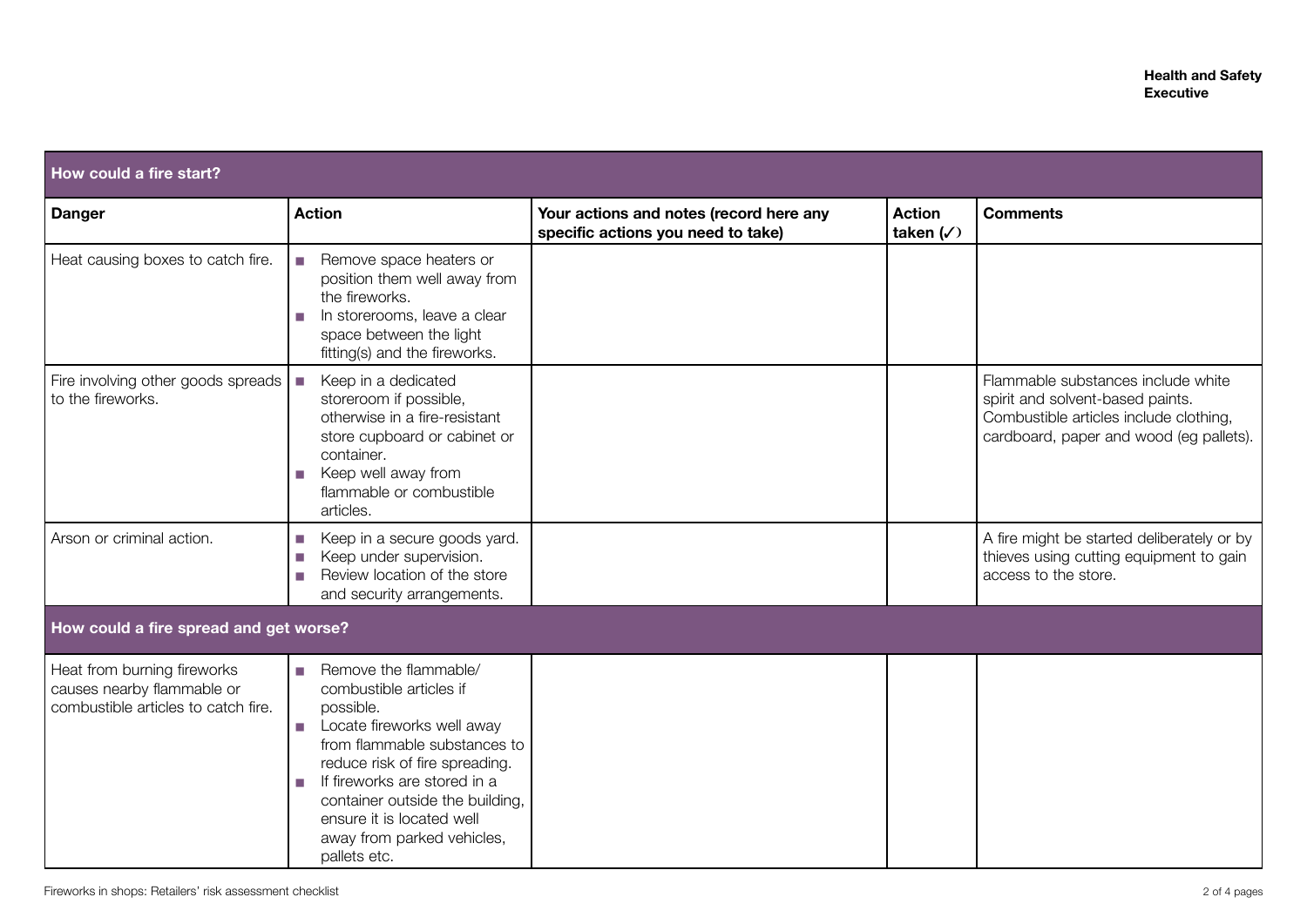| How could a fire start? | | | | |
|---|---|---|---|---|
| **Danger** | **Action** | **Your actions and notes (record here any specific actions you need to take)** | **Action taken (✓)** | **Comments** |
| Heat causing boxes to catch fire. | ■ Remove space heaters or position them well away from the fireworks.<br>■ In storerooms, leave a clear space between the light fitting(s) and the fireworks. | | | |
| Fire involving other goods spreads to the fireworks. | ■ Keep in a dedicated storeroom if possible, otherwise in a fire-resistant store cupboard or cabinet or container.<br>■ Keep well away from flammable or combustible articles. | | | Flammable substances include white spirit and solvent-based paints. Combustible articles include clothing, cardboard, paper and wood (eg pallets). |
| Arson or criminal action. | ■ Keep in a secure goods yard.<br>■ Keep under supervision.<br>■ Review location of the store and security arrangements. | | | A fire might be started deliberately or by thieves using cutting equipment to gain access to the store. |
| **How could a fire spread and get worse?** | | | | |
| Heat from burning fireworks causes nearby flammable or combustible articles to catch fire. | ■ Remove the flammable/ combustible articles if possible.<br>■ Locate fireworks well away from flammable substances to reduce risk of fire spreading.<br>■ If fireworks are stored in a container outside the building, ensure it is located well away from parked vehicles, pallets etc. | | | |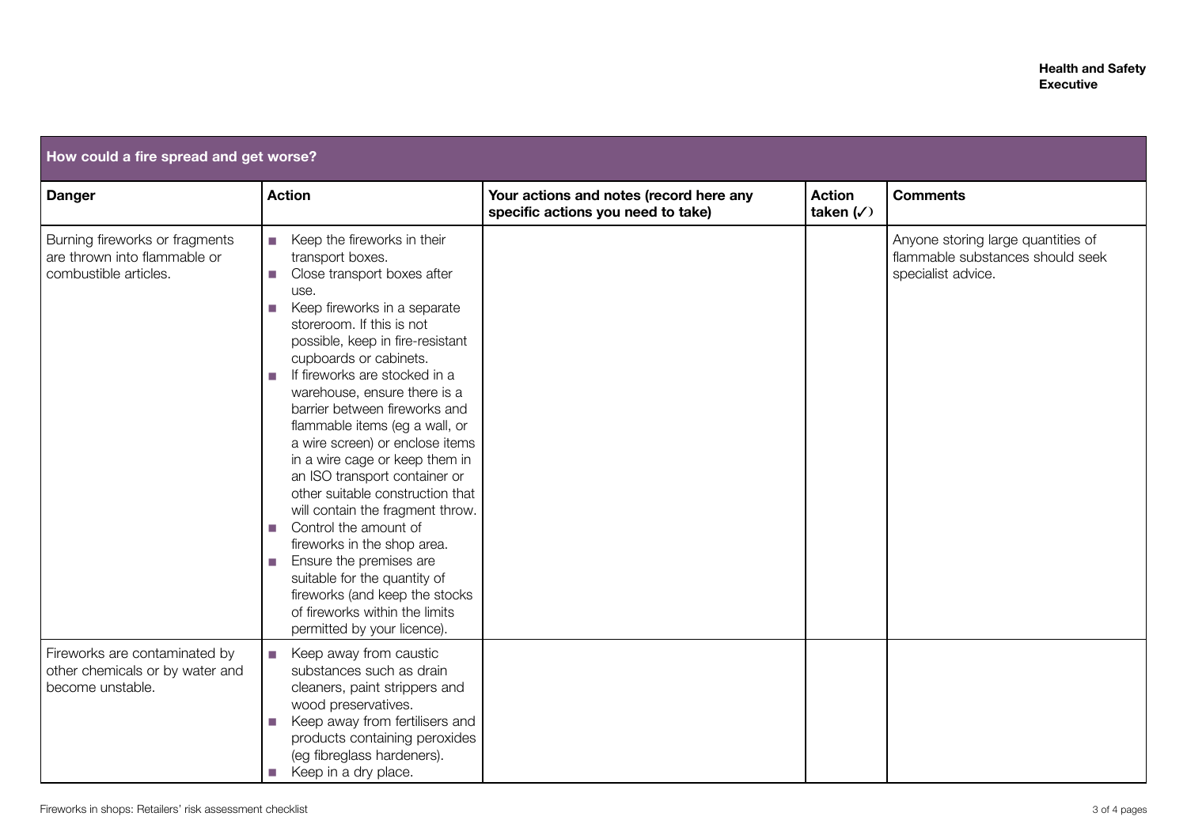| How could a fire spread and get worse? | | | | |
|---|---|---|---|---|
| **Danger** | **Action** | **Your actions and notes (record here any specific actions you need to take)** | **Action taken (✓)** | **Comments** |
| Burning fireworks or fragments are thrown into flammable or combustible articles. | ■ Keep the fireworks in their transport boxes.<br>■ Close transport boxes after use.<br>■ Keep fireworks in a separate storeroom. If this is not possible, keep in fire-resistant cupboards or cabinets.<br>■ If fireworks are stocked in a warehouse, ensure there is a barrier between fireworks and flammable items (eg a wall, or a wire screen) or enclose items in a wire cage or keep them in an ISO transport container or other suitable construction that will contain the fragment throw.<br>■ Control the amount of fireworks in the shop area.<br>■ Ensure the premises are suitable for the quantity of fireworks (and keep the stocks of fireworks within the limits permitted by your licence). | | | Anyone storing large quantities of flammable substances should seek specialist advice. |
| Fireworks are contaminated by other chemicals or by water and become unstable. | ■ Keep away from caustic substances such as drain cleaners, paint strippers and wood preservatives.<br>■ Keep away from fertilisers and products containing peroxides (eg fibreglass hardeners).<br>■ Keep in a dry place. | | | |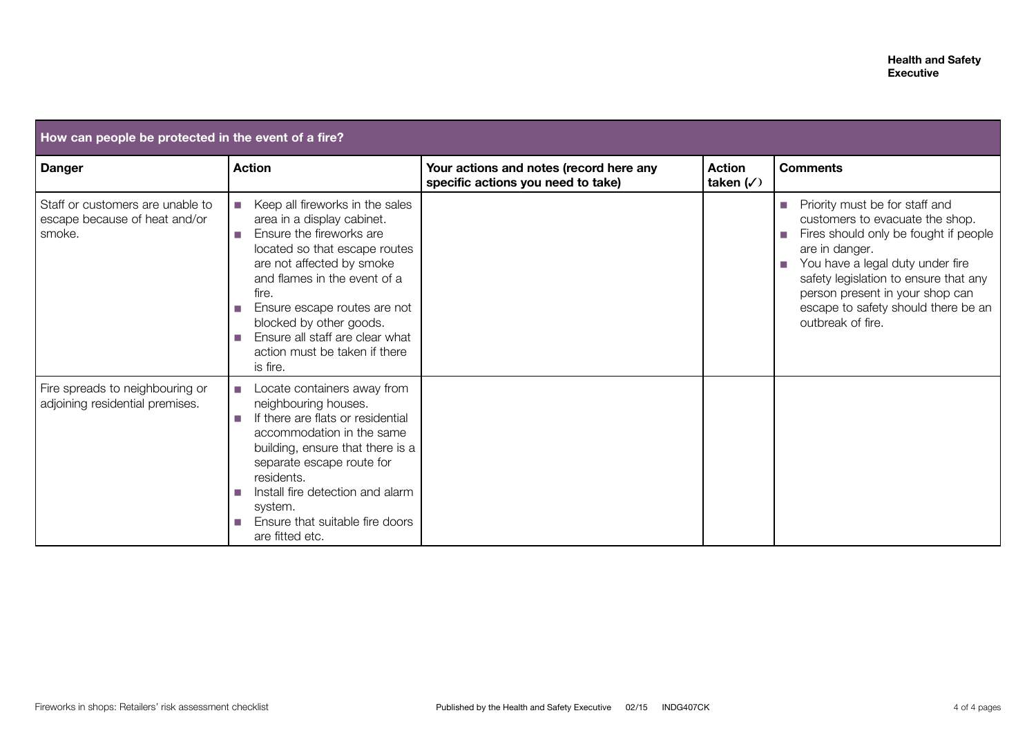| How can people be protected in the event of a fire? | | | | |
|---|---|---|---|---|
| **Danger** | **Action** | **Your actions and notes (record here any specific actions you need to take)** | **Action taken (✓)** | **Comments** |
| Staff or customers are unable to escape because of heat and/or smoke. | ■ Keep all fireworks in the sales area in a display cabinet.<br>■ Ensure the fireworks are located so that escape routes are not affected by smoke and flames in the event of a fire.<br>■ Ensure escape routes are not blocked by other goods.<br>■ Ensure all staff are clear what action must be taken if there is fire. | | | ■ Priority must be for staff and customers to evacuate the shop.<br>■ Fires should only be fought if people are in danger.<br>■ You have a legal duty under fire safety legislation to ensure that any person present in your shop can escape to safety should there be an outbreak of fire. |
| Fire spreads to neighbouring or adjoining residential premises. | ■ Locate containers away from neighbouring houses.<br>■ If there are flats or residential accommodation in the same building, ensure that there is a separate escape route for residents.<br>■ Install fire detection and alarm system.<br>■ Ensure that suitable fire doors are fitted etc. | | | |

Published by the Health and Safety Executive 02/15 INDG407CK